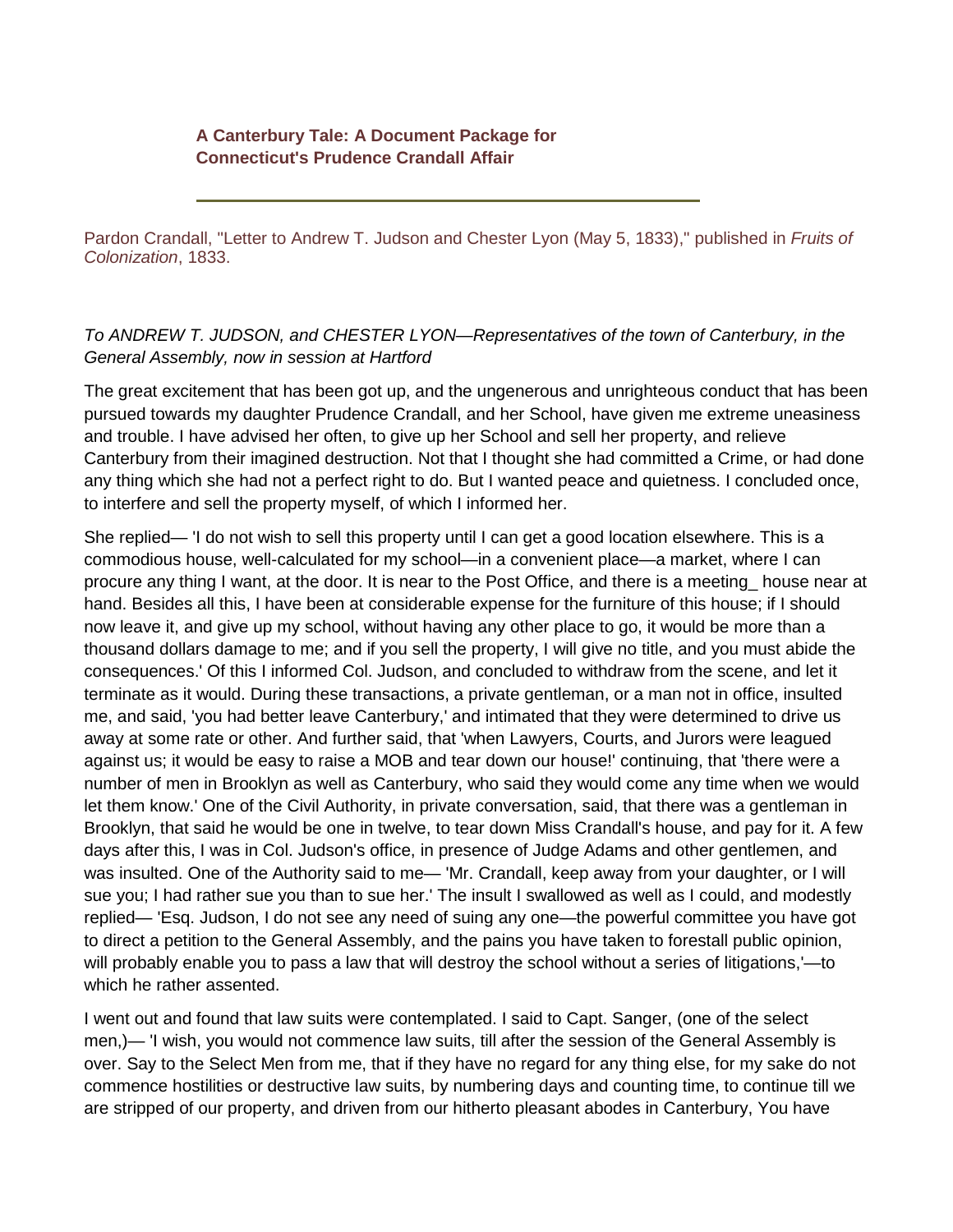**A Canterbury Tale: A Document Package for Connecticut's Prudence Crandall Affair**

---

Pardon Crandall, "Letter to Andrew T. Judson and Chester Lyon (May 5, 1833)," published in *Fruits of Colonization*, 1833.

*To ANDREW T. JUDSON, and CHESTER LYON—Representatives of the town of Canterbury, in the General Assembly, now in session at Hartford*

The great excitement that has been got up, and the ungenerous and unrighteous conduct that has been pursued towards my daughter Prudence Crandall, and her School, have given me extreme uneasiness and trouble. I have advised her often, to give up her School and sell her property, and relieve Canterbury from their imagined destruction. Not that I thought she had committed a Crime, or had done any thing which she had not a perfect right to do. But I wanted peace and quietness. I concluded once, to interfere and sell the property myself, of which I informed her.

She replied— 'I do not wish to sell this property until I can get a good location elsewhere. This is a commodious house, well-calculated for my school—in a convenient place—a market, where I can procure any thing I want, at the door. It is near to the Post Office, and there is a meeting_ house near at hand. Besides all this, I have been at considerable expense for the furniture of this house; if I should now leave it, and give up my school, without having any other place to go, it would be more than a thousand dollars damage to me; and if you sell the property, I will give no title, and you must abide the consequences.' Of this I informed Col. Judson, and concluded to withdraw from the scene, and let it terminate as it would. During these transactions, a private gentleman, or a man not in office, insulted me, and said, 'you had better leave Canterbury,' and intimated that they were determined to drive us away at some rate or other. And further said, that 'when Lawyers, Courts, and Jurors were leagued against us; it would be easy to raise a MOB and tear down our house!' continuing, that 'there were a number of men in Brooklyn as well as Canterbury, who said they would come any time when we would let them know.' One of the Civil Authority, in private conversation, said, that there was a gentleman in Brooklyn, that said he would be one in twelve, to tear down Miss Crandall's house, and pay for it. A few days after this, I was in Col. Judson's office, in presence of Judge Adams and other gentlemen, and was insulted. One of the Authority said to me— 'Mr. Crandall, keep away from your daughter, or I will sue you; I had rather sue you than to sue her.' The insult I swallowed as well as I could, and modestly replied— 'Esq. Judson, I do not see any need of suing any one—the powerful committee you have got to direct a petition to the General Assembly, and the pains you have taken to forestall public opinion, will probably enable you to pass a law that will destroy the school without a series of litigations,'—to which he rather assented.

I went out and found that law suits were contemplated. I said to Capt. Sanger, (one of the select men,)— 'I wish, you would not commence law suits, till after the session of the General Assembly is over. Say to the Select Men from me, that if they have no regard for any thing else, for my sake do not commence hostilities or destructive law suits, by numbering days and counting time, to continue till we are stripped of our property, and driven from our hitherto pleasant abodes in Canterbury, You have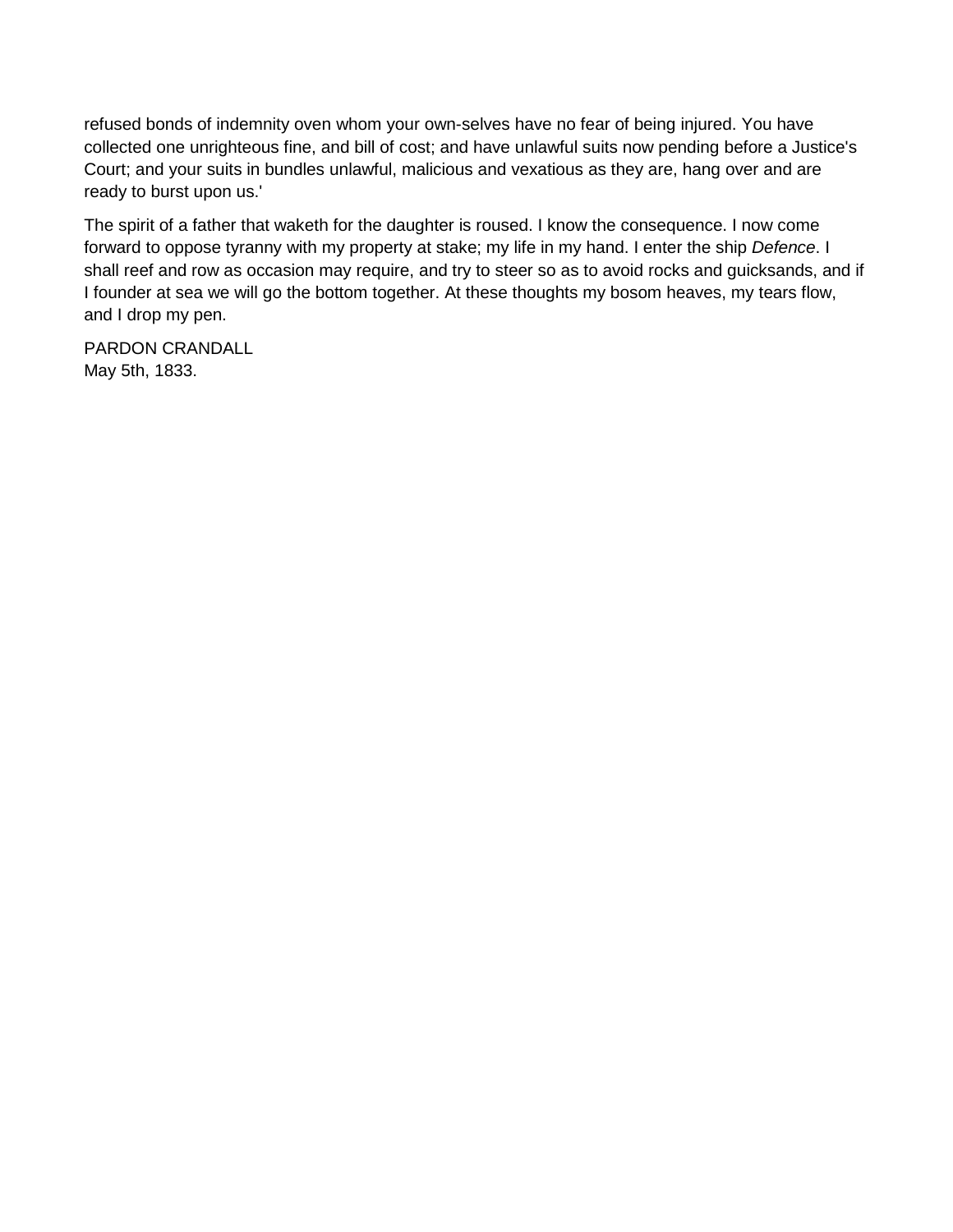refused bonds of indemnity oven whom your own-selves have no fear of being injured. You have collected one unrighteous fine, and bill of cost; and have unlawful suits now pending before a Justice's Court; and your suits in bundles unlawful, malicious and vexatious as they are, hang over and are ready to burst upon us.'

The spirit of a father that waketh for the daughter is roused. I know the consequence. I now come forward to oppose tyranny with my property at stake; my life in my hand. I enter the ship *Defence*. I shall reef and row as occasion may require, and try to steer so as to avoid rocks and guicksands, and if I founder at sea we will go the bottom together. At these thoughts my bosom heaves, my tears flow, and I drop my pen.

PARDON CRANDALL  
May 5th, 1833.